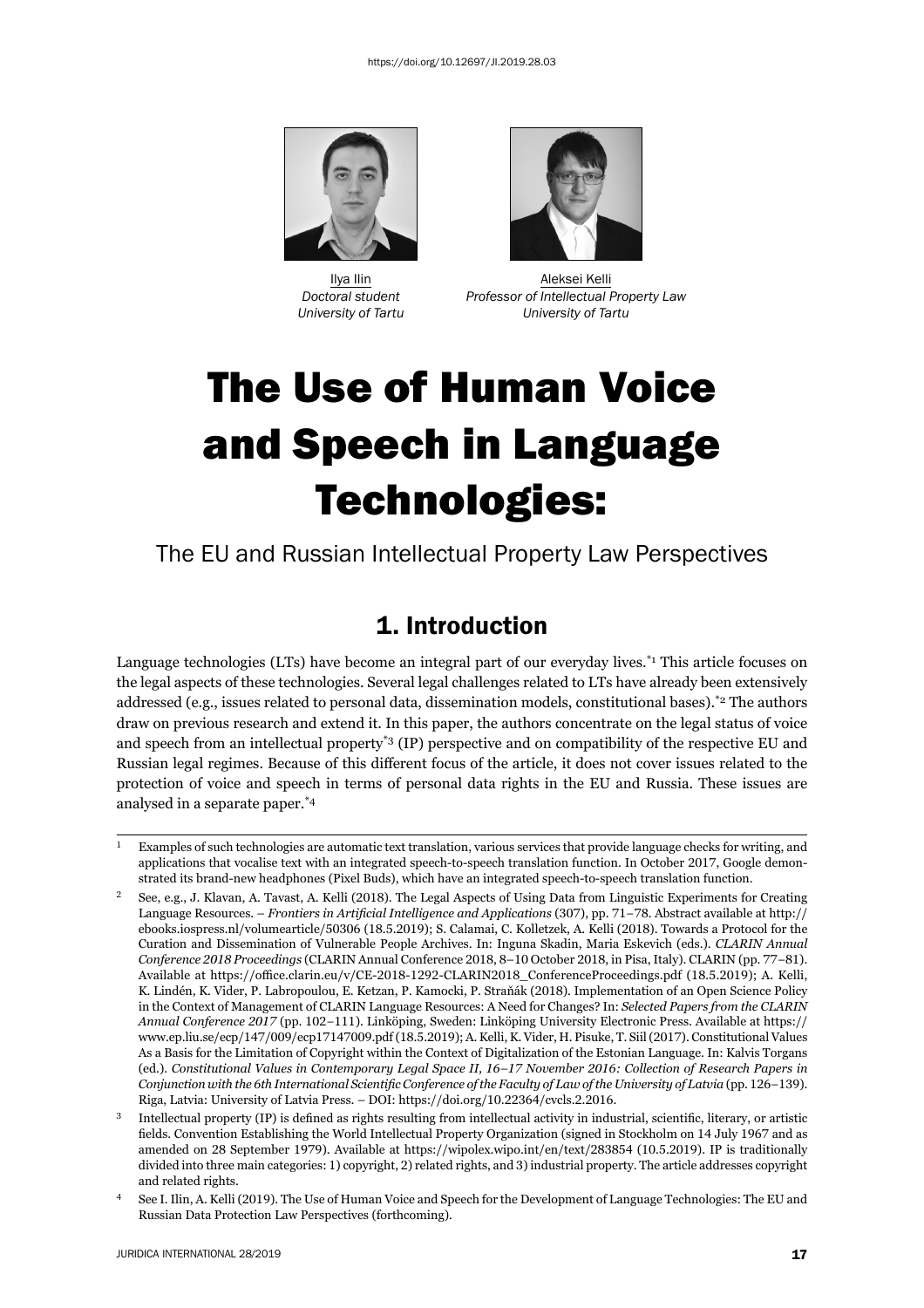https://doi.org/10.12697/JI.2019.28.03

Ilya Ilin
*Doctoral student*
*University of Tartu*

Aleksei Kelli
*Professor of Intellectual Property Law*
*University of Tartu*

# The Use of Human Voice and Speech in Language Technologies:

The EU and Russian Intellectual Property Law Perspectives

## 1. Introduction

Language technologies (LTs) have become an integral part of our everyday lives.*[1] This article focuses on the legal aspects of these technologies. Several legal challenges related to LTs have already been extensively addressed (e.g., issues related to personal data, dissemination models, constitutional bases).*[2] The authors draw on previous research and extend it. In this paper, the authors concentrate on the legal status of voice and speech from an intellectual property*[3] (IP) perspective and on compatibility of the respective EU and Russian legal regimes. Because of this different focus of the article, it does not cover issues related to the protection of voice and speech in terms of personal data rights in the EU and Russia. These issues are analysed in a separate paper.*[4]

---

[1] Examples of such technologies are automatic text translation, various services that provide language checks for writing, and applications that vocalise text with an integrated speech-to-speech translation function. In October 2017, Google demonstrated its brand-new headphones (Pixel Buds), which have an integrated speech-to-speech translation function.

[2] See, e.g., J. Klavan, A. Tavast, A. Kelli (2018). The Legal Aspects of Using Data from Linguistic Experiments for Creating Language Resources. – *Frontiers in Artificial Intelligence and Applications* (307), pp. 71–78. Abstract available at http://ebooks.iospress.nl/volumearticle/50306 (18.5.2019); S. Calamai, C. Kolletzek, A. Kelli (2018). Towards a Protocol for the Curation and Dissemination of Vulnerable People Archives. In: Inguna Skadin, Maria Eskevich (eds.). *CLARIN Annual Conference 2018 Proceedings* (CLARIN Annual Conference 2018, 8–10 October 2018, in Pisa, Italy). CLARIN (pp. 77–81). Available at https://office.clarin.eu/v/CE-2018-1292-CLARIN2018_ConferenceProceedings.pdf (18.5.2019); A. Kelli, K. Lindén, K. Vider, P. Labropoulou, E. Ketzan, P. Kamocki, P. Straňák (2018). Implementation of an Open Science Policy in the Context of Management of CLARIN Language Resources: A Need for Changes? In: *Selected Papers from the CLARIN Annual Conference 2017* (pp. 102–111). Linköping, Sweden: Linköping University Electronic Press. Available at https://www.ep.liu.se/ecp/147/009/ecp17147009.pdf (18.5.2019); A. Kelli, K. Vider, H. Pisuke, T. Siil (2017). Constitutional Values As a Basis for the Limitation of Copyright within the Context of Digitalization of the Estonian Language. In: Kalvis Torgans (ed.). *Constitutional Values in Contemporary Legal Space II, 16–17 November 2016: Collection of Research Papers in Conjunction with the 6th International Scientific Conference of the Faculty of Law of the University of Latvia* (pp. 126–139). Riga, Latvia: University of Latvia Press. – DOI: https://doi.org/10.22364/cvcls.2.2016.

[3] Intellectual property (IP) is defined as rights resulting from intellectual activity in industrial, scientific, literary, or artistic fields. Convention Establishing the World Intellectual Property Organization (signed in Stockholm on 14 July 1967 and as amended on 28 September 1979). Available at https://wipolex.wipo.int/en/text/283854 (10.5.2019). IP is traditionally divided into three main categories: 1) copyright, 2) related rights, and 3) industrial property. The article addresses copyright and related rights.

[4] See I. Ilin, A. Kelli (2019). The Use of Human Voice and Speech for the Development of Language Technologies: The EU and Russian Data Protection Law Perspectives (forthcoming).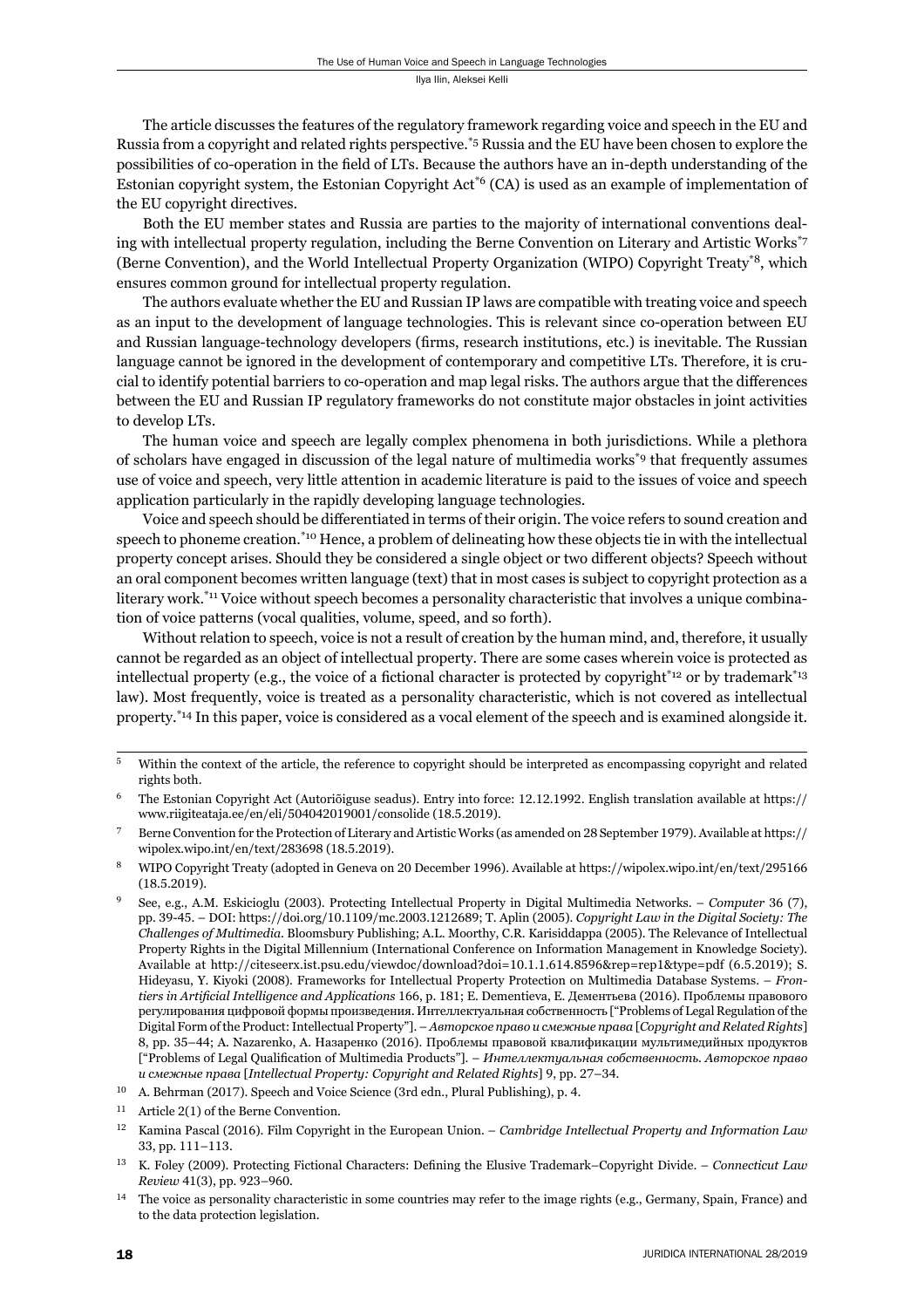The article discusses the features of the regulatory framework regarding voice and speech in the EU and Russia from a copyright and related rights perspective.[*5] Russia and the EU have been chosen to explore the possibilities of co-operation in the field of LTs. Because the authors have an in-depth understanding of the Estonian copyright system, the Estonian Copyright Act[*6] (CA) is used as an example of implementation of the EU copyright directives.

Both the EU member states and Russia are parties to the majority of international conventions dealing with intellectual property regulation, including the Berne Convention on Literary and Artistic Works[*7] (Berne Convention), and the World Intellectual Property Organization (WIPO) Copyright Treaty[*8], which ensures common ground for intellectual property regulation.

The authors evaluate whether the EU and Russian IP laws are compatible with treating voice and speech as an input to the development of language technologies. This is relevant since co-operation between EU and Russian language-technology developers (firms, research institutions, etc.) is inevitable. The Russian language cannot be ignored in the development of contemporary and competitive LTs. Therefore, it is crucial to identify potential barriers to co-operation and map legal risks. The authors argue that the differences between the EU and Russian IP regulatory frameworks do not constitute major obstacles in joint activities to develop LTs.

The human voice and speech are legally complex phenomena in both jurisdictions. While a plethora of scholars have engaged in discussion of the legal nature of multimedia works[*9] that frequently assumes use of voice and speech, very little attention in academic literature is paid to the issues of voice and speech application particularly in the rapidly developing language technologies.

Voice and speech should be differentiated in terms of their origin. The voice refers to sound creation and speech to phoneme creation.[*10] Hence, a problem of delineating how these objects tie in with the intellectual property concept arises. Should they be considered a single object or two different objects? Speech without an oral component becomes written language (text) that in most cases is subject to copyright protection as a literary work.[*11] Voice without speech becomes a personality characteristic that involves a unique combination of voice patterns (vocal qualities, volume, speed, and so forth).

Without relation to speech, voice is not a result of creation by the human mind, and, therefore, it usually cannot be regarded as an object of intellectual property. There are some cases wherein voice is protected as intellectual property (e.g., the voice of a fictional character is protected by copyright[*12] or by trademark[*13] law). Most frequently, voice is treated as a personality characteristic, which is not covered as intellectual property.[*14] In this paper, voice is considered as a vocal element of the speech and is examined alongside it.

---

5 Within the context of the article, the reference to copyright should be interpreted as encompassing copyright and related rights both.

6 The Estonian Copyright Act (Autoriõiguse seadus). Entry into force: 12.12.1992. English translation available at https://www.riigiteataja.ee/en/eli/504042019001/consolide (18.5.2019).

7 Berne Convention for the Protection of Literary and Artistic Works (as amended on 28 September 1979). Available at https://wipolex.wipo.int/en/text/283698 (18.5.2019).

8 WIPO Copyright Treaty (adopted in Geneva on 20 December 1996). Available at https://wipolex.wipo.int/en/text/295166 (18.5.2019).

9 See, e.g., A.M. Eskicioglu (2003). Protecting Intellectual Property in Digital Multimedia Networks. – *Computer* 36 (7), pp. 39-45. – DOI: https://doi.org/10.1109/mc.2003.1212689; T. Aplin (2005). *Copyright Law in the Digital Society: The Challenges of Multimedia*. Bloomsbury Publishing; A.L. Moorthy, C.R. Karisiddappa (2005). The Relevance of Intellectual Property Rights in the Digital Millennium (International Conference on Information Management in Knowledge Society). Available at http://citeseerx.ist.psu.edu/viewdoc/download?doi=10.1.1.614.8596&rep=rep1&type=pdf (6.5.2019); S. Hideyasu, Y. Kiyoki (2008). Frameworks for Intellectual Property Protection on Multimedia Database Systems. – *Frontiers in Artificial Intelligence and Applications* 166, p. 181; E. Dementieva, Е. Дементьева (2016). Проблемы правового регулирования цифровой формы произведения. Интеллектуальная собственность ["Problems of Legal Regulation of the Digital Form of the Product: Intellectual Property"]. – *Авторское право и смежные права* [*Copyright and Related Rights*] 8, pp. 35–44; A. Nazarenko, А. Назаренко (2016). Проблемы правовой квалификации мультимедийных продуктов ["Problems of Legal Qualification of Multimedia Products"]. – *Интеллектуальная собственность. Авторское право и смежные права* [*Intellectual Property: Copyright and Related Rights*] 9, pp. 27–34.

10 A. Behrman (2017). Speech and Voice Science (3rd edn., Plural Publishing), p. 4.

11 Article 2(1) of the Berne Convention.

12 Kamina Pascal (2016). Film Copyright in the European Union. – *Cambridge Intellectual Property and Information Law* 33, pp. 111–113.

13 K. Foley (2009). Protecting Fictional Characters: Defining the Elusive Trademark–Copyright Divide. – *Connecticut Law Review* 41(3), pp. 923–960.

14 The voice as personality characteristic in some countries may refer to the image rights (e.g., Germany, Spain, France) and to the data protection legislation.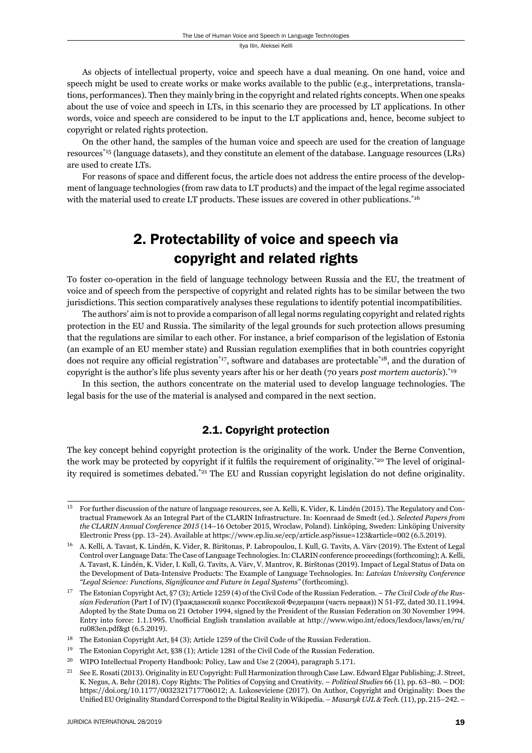As objects of intellectual property, voice and speech have a dual meaning. On one hand, voice and speech might be used to create works or make works available to the public (e.g., interpretations, translations, performances). Then they mainly bring in the copyright and related rights concepts. When one speaks about the use of voice and speech in LTs, in this scenario they are processed by LT applications. In other words, voice and speech are considered to be input to the LT applications and, hence, become subject to copyright or related rights protection.

On the other hand, the samples of the human voice and speech are used for the creation of language resources[*15] (language datasets), and they constitute an element of the database. Language resources (LRs) are used to create LTs.

For reasons of space and different focus, the article does not address the entire process of the development of language technologies (from raw data to LT products) and the impact of the legal regime associated with the material used to create LT products. These issues are covered in other publications.[*16]

## 2. Protectability of voice and speech via copyright and related rights

To foster co-operation in the field of language technology between Russia and the EU, the treatment of voice and of speech from the perspective of copyright and related rights has to be similar between the two jurisdictions. This section comparatively analyses these regulations to identify potential incompatibilities.

The authors' aim is not to provide a comparison of all legal norms regulating copyright and related rights protection in the EU and Russia. The similarity of the legal grounds for such protection allows presuming that the regulations are similar to each other. For instance, a brief comparison of the legislation of Estonia (an example of an EU member state) and Russian regulation exemplifies that in both countries copyright does not require any official registration[*17], software and databases are protectable[*18], and the duration of copyright is the author's life plus seventy years after his or her death (70 years *post mortem auctoris*).[*19]

In this section, the authors concentrate on the material used to develop language technologies. The legal basis for the use of the material is analysed and compared in the next section.

### 2.1. Copyright protection

The key concept behind copyright protection is the originality of the work. Under the Berne Convention, the work may be protected by copyright if it fulfils the requirement of originality.[*20] The level of originality required is sometimes debated.[*21] The EU and Russian copyright legislation do not define originality.

---

[15] For further discussion of the nature of language resources, see A. Kelli, K. Vider, K. Lindén (2015). The Regulatory and Contractual Framework As an Integral Part of the CLARIN Infrastructure. In: Koenraad de Smedt (ed.). *Selected Papers from the CLARIN Annual Conference 2015* (14–16 October 2015, Wroclaw, Poland). Linköping, Sweden: Linköping University Electronic Press (pp. 13–24). Available at https://www.ep.liu.se/ecp/article.asp?issue=123&article=002 (6.5.2019).

[16] A. Kelli, A. Tavast, K. Lindén, K. Vider, R. Birštonas, P. Labropoulou, I. Kull, G. Tavits, A. Värv (2019). The Extent of Legal Control over Language Data: The Case of Language Technologies. In: CLARIN conference proceedings (forthcoming); A. Kelli, A. Tavast, K. Lindén, K. Vider, I. Kull, G. Tavits, A. Värv, V. Mantrov, R. Birštonas (2019). Impact of Legal Status of Data on the Development of Data-Intensive Products: The Example of Language Technologies. In: *Latvian University Conference "Legal Science: Functions, Significance and Future in Legal Systems"* (forthcoming).

[17] The Estonian Copyright Act, §7 (3); Article 1259 (4) of the Civil Code of the Russian Federation. – *The Civil Code of the Russian Federation* (Part I of IV) (Гражданский кодекс Российской Федерации (часть первая)) N 51-FZ, dated 30.11.1994. Adopted by the State Duma on 21 October 1994, signed by the President of the Russian Federation on 30 November 1994. Entry into force: 1.1.1995. Unofficial English translation available at http://www.wipo.int/edocs/lexdocs/laws/en/ru/ru083en.pdf&gt (6.5.2019).

[18] The Estonian Copyright Act, §4 (3); Article 1259 of the Civil Code of the Russian Federation.

[19] The Estonian Copyright Act, §38 (1); Article 1281 of the Civil Code of the Russian Federation.

[20] WIPO Intellectual Property Handbook: Policy, Law and Use 2 (2004), paragraph 5.171.

[21] See E. Rosati (2013). Originality in EU Copyright: Full Harmonization through Case Law. Edward Elgar Publishing; J. Street, K. Negus, A. Behr (2018). Copy Rights: The Politics of Copying and Creativity. – *Political Studies* 66 (1), pp. 63–80. – DOI: https://doi.org/10.1177/0032321717706012; A. Lukoseviciene (2017). On Author, Copyright and Originality: Does the Unified EU Originality Standard Correspond to the Digital Reality in Wikipedia. – *Masaryk UJL & Tech.* (11), pp. 215–242. –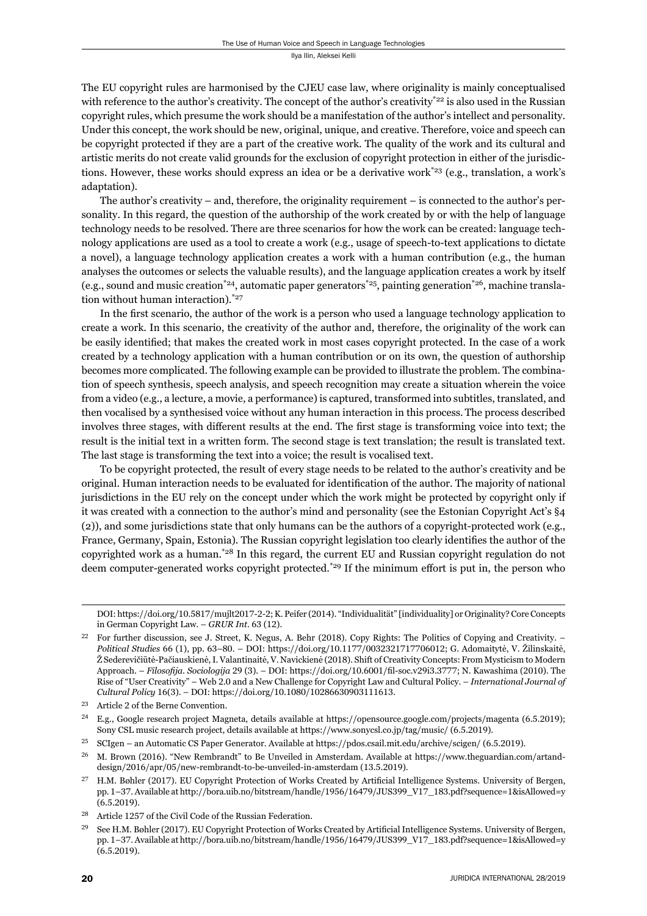The EU copyright rules are harmonised by the CJEU case law, where originality is mainly conceptualised with reference to the author's creativity. The concept of the author's creativity[*22] is also used in the Russian copyright rules, which presume the work should be a manifestation of the author's intellect and personality. Under this concept, the work should be new, original, unique, and creative. Therefore, voice and speech can be copyright protected if they are a part of the creative work. The quality of the work and its cultural and artistic merits do not create valid grounds for the exclusion of copyright protection in either of the jurisdictions. However, these works should express an idea or be a derivative work[*23] (e.g., translation, a work's adaptation).

The author's creativity – and, therefore, the originality requirement – is connected to the author's personality. In this regard, the question of the authorship of the work created by or with the help of language technology needs to be resolved. There are three scenarios for how the work can be created: language technology applications are used as a tool to create a work (e.g., usage of speech-to-text applications to dictate a novel), a language technology application creates a work with a human contribution (e.g., the human analyses the outcomes or selects the valuable results), and the language application creates a work by itself (e.g., sound and music creation[*24], automatic paper generators[*25], painting generation[*26], machine translation without human interaction).[*27]

In the first scenario, the author of the work is a person who used a language technology application to create a work. In this scenario, the creativity of the author and, therefore, the originality of the work can be easily identified; that makes the created work in most cases copyright protected. In the case of a work created by a technology application with a human contribution or on its own, the question of authorship becomes more complicated. The following example can be provided to illustrate the problem. The combination of speech synthesis, speech analysis, and speech recognition may create a situation wherein the voice from a video (e.g., a lecture, a movie, a performance) is captured, transformed into subtitles, translated, and then vocalised by a synthesised voice without any human interaction in this process. The process described involves three stages, with different results at the end. The first stage is transforming voice into text; the result is the initial text in a written form. The second stage is text translation; the result is translated text. The last stage is transforming the text into a voice; the result is vocalised text.

To be copyright protected, the result of every stage needs to be related to the author's creativity and be original. Human interaction needs to be evaluated for identification of the author. The majority of national jurisdictions in the EU rely on the concept under which the work might be protected by copyright only if it was created with a connection to the author's mind and personality (see the Estonian Copyright Act's §4 (2)), and some jurisdictions state that only humans can be the authors of a copyright-protected work (e.g., France, Germany, Spain, Estonia). The Russian copyright legislation too clearly identifies the author of the copyrighted work as a human.[*28] In this regard, the current EU and Russian copyright regulation do not deem computer-generated works copyright protected.[*29] If the minimum effort is put in, the person who

---

DOI: https://doi.org/10.5817/mujlt2017-2-2; K. Peifer (2014). "Individualität" [individuality] or Originality? Core Concepts in German Copyright Law. – *GRUR Int*. 63 (12).

[22] For further discussion, see J. Street, K. Negus, A. Behr (2018). Copy Rights: The Politics of Copying and Creativity. – *Political Studies* 66 (1), pp. 63–80. – DOI: https://doi.org/10.1177/0032321717706012; G. Adomaitytė, V. Žilinskaitė, Ž Sederevičiūtė-Pačiauskienė, I. Valantinaitė, V. Navickienė (2018). Shift of Creativity Concepts: From Mysticism to Modern Approach. – *Filosofija. Sociologija* 29 (3). – DOI: https://doi.org/10.6001/fil-soc.v29i3.3777; N. Kawashima (2010). The Rise of "User Creativity" – Web 2.0 and a New Challenge for Copyright Law and Cultural Policy. – *International Journal of Cultural Policy* 16(3). – DOI: https://doi.org/10.1080/10286630903111613.

[23] Article 2 of the Berne Convention.

[24] E.g., Google research project Magneta, details available at https://opensource.google.com/projects/magenta (6.5.2019); Sony CSL music research project, details available at https://www.sonycsl.co.jp/tag/music/ (6.5.2019).

[25] SCIgen – an Automatic CS Paper Generator. Available at https://pdos.csail.mit.edu/archive/scigen/ (6.5.2019).

[26] M. Brown (2016). "New Rembrandt" to Be Unveiled in Amsterdam. Available at https://www.theguardian.com/artanddesign/2016/apr/05/new-rembrandt-to-be-unveiled-in-amsterdam (13.5.2019).

[27] H.M. Bøhler (2017). EU Copyright Protection of Works Created by Artificial Intelligence Systems. University of Bergen, pp. 1–37. Available at http://bora.uib.no/bitstream/handle/1956/16479/JUS399_V17_183.pdf?sequence=1&isAllowed=y (6.5.2019).

[28] Article 1257 of the Civil Code of the Russian Federation.

[29] See H.M. Bøhler (2017). EU Copyright Protection of Works Created by Artificial Intelligence Systems. University of Bergen, pp. 1–37. Available at http://bora.uib.no/bitstream/handle/1956/16479/JUS399_V17_183.pdf?sequence=1&isAllowed=y (6.5.2019).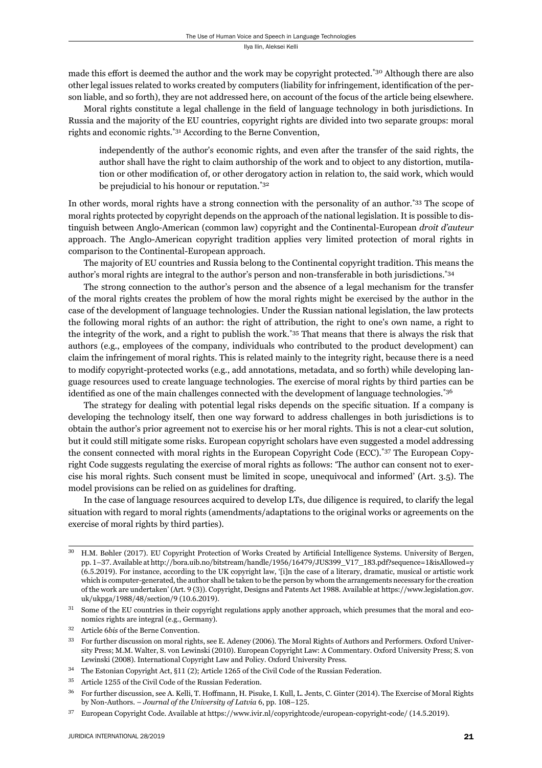made this effort is deemed the author and the work may be copyright protected.[30] Although there are also other legal issues related to works created by computers (liability for infringement, identification of the person liable, and so forth), they are not addressed here, on account of the focus of the article being elsewhere.

Moral rights constitute a legal challenge in the field of language technology in both jurisdictions. In Russia and the majority of the EU countries, copyright rights are divided into two separate groups: moral rights and economic rights.[31] According to the Berne Convention,

> independently of the author's economic rights, and even after the transfer of the said rights, the author shall have the right to claim authorship of the work and to object to any distortion, mutilation or other modification of, or other derogatory action in relation to, the said work, which would be prejudicial to his honour or reputation.[32]

In other words, moral rights have a strong connection with the personality of an author.[33] The scope of moral rights protected by copyright depends on the approach of the national legislation. It is possible to distinguish between Anglo-American (common law) copyright and the Continental-European *droit d'auteur* approach. The Anglo-American copyright tradition applies very limited protection of moral rights in comparison to the Continental-European approach.

The majority of EU countries and Russia belong to the Continental copyright tradition. This means the author's moral rights are integral to the author's person and non-transferable in both jurisdictions.[34]

The strong connection to the author's person and the absence of a legal mechanism for the transfer of the moral rights creates the problem of how the moral rights might be exercised by the author in the case of the development of language technologies. Under the Russian national legislation, the law protects the following moral rights of an author: the right of attribution, the right to one's own name, a right to the integrity of the work, and a right to publish the work.[35] That means that there is always the risk that authors (e.g., employees of the company, individuals who contributed to the product development) can claim the infringement of moral rights. This is related mainly to the integrity right, because there is a need to modify copyright-protected works (e.g., add annotations, metadata, and so forth) while developing language resources used to create language technologies. The exercise of moral rights by third parties can be identified as one of the main challenges connected with the development of language technologies.[36]

The strategy for dealing with potential legal risks depends on the specific situation. If a company is developing the technology itself, then one way forward to address challenges in both jurisdictions is to obtain the author's prior agreement not to exercise his or her moral rights. This is not a clear-cut solution, but it could still mitigate some risks. European copyright scholars have even suggested a model addressing the consent connected with moral rights in the European Copyright Code (ECC).[37] The European Copyright Code suggests regulating the exercise of moral rights as follows: 'The author can consent not to exercise his moral rights. Such consent must be limited in scope, unequivocal and informed' (Art. 3.5). The model provisions can be relied on as guidelines for drafting.

In the case of language resources acquired to develop LTs, due diligence is required, to clarify the legal situation with regard to moral rights (amendments/adaptations to the original works or agreements on the exercise of moral rights by third parties).

---

[30] H.M. Bøhler (2017). EU Copyright Protection of Works Created by Artificial Intelligence Systems. University of Bergen, pp. 1–37. Available at http://bora.uib.no/bitstream/handle/1956/16479/JUS399_V17_183.pdf?sequence=1&isAllowed=y (6.5.2019). For instance, according to the UK copyright law, '[i]n the case of a literary, dramatic, musical or artistic work which is computer-generated, the author shall be taken to be the person by whom the arrangements necessary for the creation of the work are undertaken' (Art. 9 (3)). Copyright, Designs and Patents Act 1988. Available at https://www.legislation.gov.uk/ukpga/1988/48/section/9 (10.6.2019).

[31] Some of the EU countries in their copyright regulations apply another approach, which presumes that the moral and economics rights are integral (e.g., Germany).

[32] Article 6*bis* of the Berne Convention.

[33] For further discussion on moral rights, see E. Adeney (2006). The Moral Rights of Authors and Performers. Oxford University Press; M.M. Walter, S. von Lewinski (2010). European Copyright Law: A Commentary. Oxford University Press; S. von Lewinski (2008). International Copyright Law and Policy. Oxford University Press.

[34] The Estonian Copyright Act, §11 (2); Article 1265 of the Civil Code of the Russian Federation.

[35] Article 1255 of the Civil Code of the Russian Federation.

[36] For further discussion, see A. Kelli, T. Hoffmann, H. Pisuke, I. Kull, L. Jents, C. Ginter (2014). The Exercise of Moral Rights by Non-Authors. – *Journal of the University of Latvia* 6, pp. 108–125.

[37] European Copyright Code. Available at https://www.ivir.nl/copyrightcode/european-copyright-code/ (14.5.2019).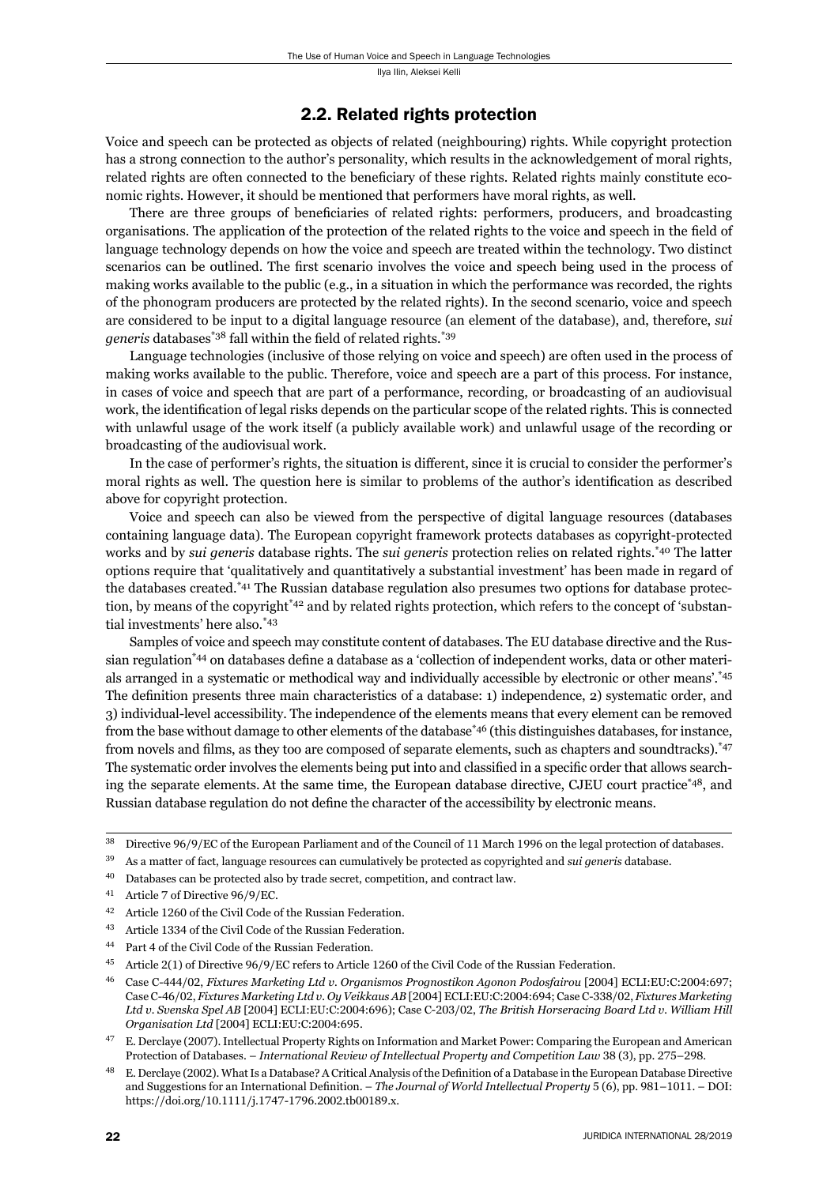## 2.2. Related rights protection

Voice and speech can be protected as objects of related (neighbouring) rights. While copyright protection has a strong connection to the author's personality, which results in the acknowledgement of moral rights, related rights are often connected to the beneficiary of these rights. Related rights mainly constitute economic rights. However, it should be mentioned that performers have moral rights, as well.

There are three groups of beneficiaries of related rights: performers, producers, and broadcasting organisations. The application of the protection of the related rights to the voice and speech in the field of language technology depends on how the voice and speech are treated within the technology. Two distinct scenarios can be outlined. The first scenario involves the voice and speech being used in the process of making works available to the public (e.g., in a situation in which the performance was recorded, the rights of the phonogram producers are protected by the related rights). In the second scenario, voice and speech are considered to be input to a digital language resource (an element of the database), and, therefore, *sui generis* databases[*38] fall within the field of related rights.[*39]

Language technologies (inclusive of those relying on voice and speech) are often used in the process of making works available to the public. Therefore, voice and speech are a part of this process. For instance, in cases of voice and speech that are part of a performance, recording, or broadcasting of an audiovisual work, the identification of legal risks depends on the particular scope of the related rights. This is connected with unlawful usage of the work itself (a publicly available work) and unlawful usage of the recording or broadcasting of the audiovisual work.

In the case of performer's rights, the situation is different, since it is crucial to consider the performer's moral rights as well. The question here is similar to problems of the author's identification as described above for copyright protection.

Voice and speech can also be viewed from the perspective of digital language resources (databases containing language data). The European copyright framework protects databases as copyright-protected works and by *sui generis* database rights. The *sui generis* protection relies on related rights.[*40] The latter options require that 'qualitatively and quantitatively a substantial investment' has been made in regard of the databases created.[*41] The Russian database regulation also presumes two options for database protection, by means of the copyright[*42] and by related rights protection, which refers to the concept of 'substantial investments' here also.[*43]

Samples of voice and speech may constitute content of databases. The EU database directive and the Russian regulation[*44] on databases define a database as a 'collection of independent works, data or other materials arranged in a systematic or methodical way and individually accessible by electronic or other means'.[*45] The definition presents three main characteristics of a database: 1) independence, 2) systematic order, and 3) individual-level accessibility. The independence of the elements means that every element can be removed from the base without damage to other elements of the database[*46] (this distinguishes databases, for instance, from novels and films, as they too are composed of separate elements, such as chapters and soundtracks).[*47] The systematic order involves the elements being put into and classified in a specific order that allows searching the separate elements. At the same time, the European database directive, CJEU court practice[*48], and Russian database regulation do not define the character of the accessibility by electronic means.

---

38 Directive 96/9/EC of the European Parliament and of the Council of 11 March 1996 on the legal protection of databases.

39 As a matter of fact, language resources can cumulatively be protected as copyrighted and *sui generis* database.

40 Databases can be protected also by trade secret, competition, and contract law.

41 Article 7 of Directive 96/9/EC.

42 Article 1260 of the Civil Code of the Russian Federation.

43 Article 1334 of the Civil Code of the Russian Federation.

44 Part 4 of the Civil Code of the Russian Federation.

45 Article 2(1) of Directive 96/9/EC refers to Article 1260 of the Civil Code of the Russian Federation.

46 Case C-444/02, *Fixtures Marketing Ltd v. Organismos Prognostikon Agonon Podosfairou* [2004] ECLI:EU:C:2004:697; Case C-46/02, *Fixtures Marketing Ltd v. Oy Veikkaus AB* [2004] ECLI:EU:C:2004:694; Case C-338/02, *Fixtures Marketing Ltd v. Svenska Spel AB* [2004] ECLI:EU:C:2004:696); Case C-203/02, *The British Horseracing Board Ltd v. William Hill Organisation Ltd* [2004] ECLI:EU:C:2004:695.

47 E. Derclaye (2007). Intellectual Property Rights on Information and Market Power: Comparing the European and American Protection of Databases. – *International Review of Intellectual Property and Competition Law* 38 (3), pp. 275–298.

48 E. Derclaye (2002). What Is a Database? A Critical Analysis of the Definition of a Database in the European Database Directive and Suggestions for an International Definition. – *The Journal of World Intellectual Property* 5 (6), pp. 981–1011. – DOI: https://doi.org/10.1111/j.1747-1796.2002.tb00189.x.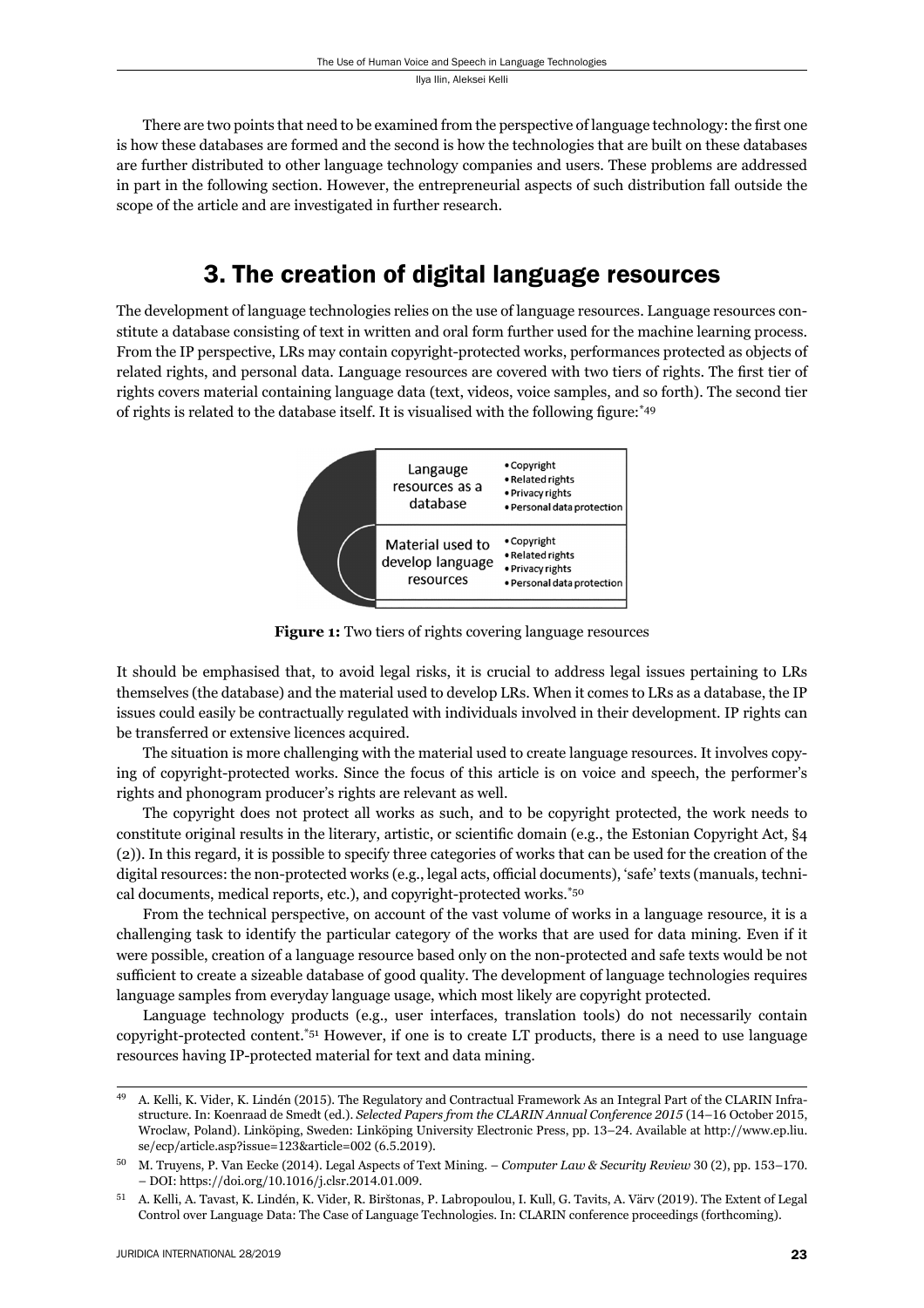There are two points that need to be examined from the perspective of language technology: the first one is how these databases are formed and the second is how the technologies that are built on these databases are further distributed to other language technology companies and users. These problems are addressed in part in the following section. However, the entrepreneurial aspects of such distribution fall outside the scope of the article and are investigated in further research.

## 3. The creation of digital language resources

The development of language technologies relies on the use of language resources. Language resources constitute a database consisting of text in written and oral form further used for the machine learning process. From the IP perspective, LRs may contain copyright-protected works, performances protected as objects of related rights, and personal data. Language resources are covered with two tiers of rights. The first tier of rights covers material containing language data (text, videos, voice samples, and so forth). The second tier of rights is related to the database itself. It is visualised with the following figure:[*49]

| Langauge resources as a database | • Copyright<br>• Related rights<br>• Privacy rights<br>• Personal data protection |
|---|---|
| Material used to develop language resources | • Copyright<br>• Related rights<br>• Privacy rights<br>• Personal data protection |

**Figure 1:** Two tiers of rights covering language resources

It should be emphasised that, to avoid legal risks, it is crucial to address legal issues pertaining to LRs themselves (the database) and the material used to develop LRs. When it comes to LRs as a database, the IP issues could easily be contractually regulated with individuals involved in their development. IP rights can be transferred or extensive licences acquired.

The situation is more challenging with the material used to create language resources. It involves copying of copyright-protected works. Since the focus of this article is on voice and speech, the performer's rights and phonogram producer's rights are relevant as well.

The copyright does not protect all works as such, and to be copyright protected, the work needs to constitute original results in the literary, artistic, or scientific domain (e.g., the Estonian Copyright Act, §4 (2)). In this regard, it is possible to specify three categories of works that can be used for the creation of the digital resources: the non-protected works (e.g., legal acts, official documents), 'safe' texts (manuals, technical documents, medical reports, etc.), and copyright-protected works.[*50]

From the technical perspective, on account of the vast volume of works in a language resource, it is a challenging task to identify the particular category of the works that are used for data mining. Even if it were possible, creation of a language resource based only on the non-protected and safe texts would be not sufficient to create a sizeable database of good quality. The development of language technologies requires language samples from everyday language usage, which most likely are copyright protected.

Language technology products (e.g., user interfaces, translation tools) do not necessarily contain copyright-protected content.[*51] However, if one is to create LT products, there is a need to use language resources having IP-protected material for text and data mining.

---

[49] A. Kelli, K. Vider, K. Lindén (2015). The Regulatory and Contractual Framework As an Integral Part of the CLARIN Infrastructure. In: Koenraad de Smedt (ed.). *Selected Papers from the CLARIN Annual Conference 2015* (14–16 October 2015, Wroclaw, Poland). Linköping, Sweden: Linköping University Electronic Press, pp. 13–24. Available at http://www.ep.liu.se/ecp/article.asp?issue=123&article=002 (6.5.2019).

[50] M. Truyens, P. Van Eecke (2014). Legal Aspects of Text Mining. – *Computer Law & Security Review* 30 (2), pp. 153–170. – DOI: https://doi.org/10.1016/j.clsr.2014.01.009.

[51] A. Kelli, A. Tavast, K. Lindén, K. Vider, R. Birštonas, P. Labropoulou, I. Kull, G. Tavits, A. Värv (2019). The Extent of Legal Control over Language Data: The Case of Language Technologies. In: CLARIN conference proceedings (forthcoming).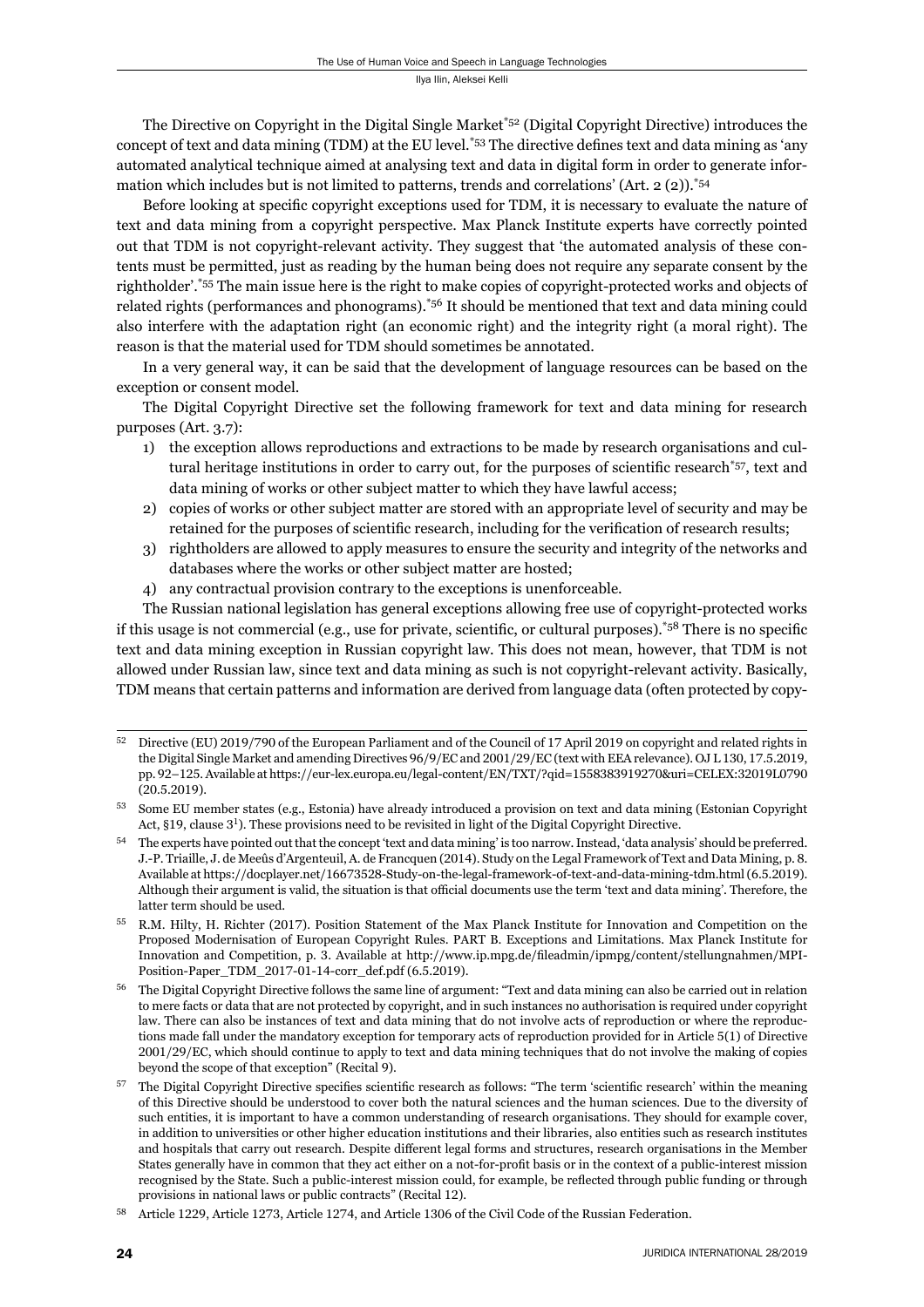The Directive on Copyright in the Digital Single Market[*52] (Digital Copyright Directive) introduces the concept of text and data mining (TDM) at the EU level.[*53] The directive defines text and data mining as 'any automated analytical technique aimed at analysing text and data in digital form in order to generate information which includes but is not limited to patterns, trends and correlations' (Art. 2 (2)).[*54]

Before looking at specific copyright exceptions used for TDM, it is necessary to evaluate the nature of text and data mining from a copyright perspective. Max Planck Institute experts have correctly pointed out that TDM is not copyright-relevant activity. They suggest that 'the automated analysis of these contents must be permitted, just as reading by the human being does not require any separate consent by the rightholder'.[*55] The main issue here is the right to make copies of copyright-protected works and objects of related rights (performances and phonograms).[*56] It should be mentioned that text and data mining could also interfere with the adaptation right (an economic right) and the integrity right (a moral right). The reason is that the material used for TDM should sometimes be annotated.

In a very general way, it can be said that the development of language resources can be based on the exception or consent model.

The Digital Copyright Directive set the following framework for text and data mining for research purposes (Art. 3.7):

1) the exception allows reproductions and extractions to be made by research organisations and cultural heritage institutions in order to carry out, for the purposes of scientific research[*57], text and data mining of works or other subject matter to which they have lawful access;
2) copies of works or other subject matter are stored with an appropriate level of security and may be retained for the purposes of scientific research, including for the verification of research results;
3) rightholders are allowed to apply measures to ensure the security and integrity of the networks and databases where the works or other subject matter are hosted;
4) any contractual provision contrary to the exceptions is unenforceable.

The Russian national legislation has general exceptions allowing free use of copyright-protected works if this usage is not commercial (e.g., use for private, scientific, or cultural purposes).[*58] There is no specific text and data mining exception in Russian copyright law. This does not mean, however, that TDM is not allowed under Russian law, since text and data mining as such is not copyright-relevant activity. Basically, TDM means that certain patterns and information are derived from language data (often protected by copy-

---

52 Directive (EU) 2019/790 of the European Parliament and of the Council of 17 April 2019 on copyright and related rights in the Digital Single Market and amending Directives 96/9/EC and 2001/29/EC (text with EEA relevance). OJ L 130, 17.5.2019, pp. 92–125. Available at https://eur-lex.europa.eu/legal-content/EN/TXT/?qid=1558383919270&uri=CELEX:32019L0790 (20.5.2019).

53 Some EU member states (e.g., Estonia) have already introduced a provision on text and data mining (Estonian Copyright Act, §19, clause 3[1]). These provisions need to be revisited in light of the Digital Copyright Directive.

54 The experts have pointed out that the concept 'text and data mining' is too narrow. Instead, 'data analysis' should be preferred. J.-P. Triaille, J. de Meeûs d'Argenteuil, A. de Francquen (2014). Study on the Legal Framework of Text and Data Mining, p. 8. Available at https://docplayer.net/16673528-Study-on-the-legal-framework-of-text-and-data-mining-tdm.html (6.5.2019). Although their argument is valid, the situation is that official documents use the term 'text and data mining'. Therefore, the latter term should be used.

55 R.M. Hilty, H. Richter (2017). Position Statement of the Max Planck Institute for Innovation and Competition on the Proposed Modernisation of European Copyright Rules. PART B. Exceptions and Limitations. Max Planck Institute for Innovation and Competition, p. 3. Available at http://www.ip.mpg.de/fileadmin/ipmpg/content/stellungnahmen/MPI-Position-Paper_TDM_2017-01-14-corr_def.pdf (6.5.2019).

56 The Digital Copyright Directive follows the same line of argument: "Text and data mining can also be carried out in relation to mere facts or data that are not protected by copyright, and in such instances no authorisation is required under copyright law. There can also be instances of text and data mining that do not involve acts of reproduction or where the reproductions made fall under the mandatory exception for temporary acts of reproduction provided for in Article 5(1) of Directive 2001/29/EC, which should continue to apply to text and data mining techniques that do not involve the making of copies beyond the scope of that exception" (Recital 9).

57 The Digital Copyright Directive specifies scientific research as follows: "The term 'scientific research' within the meaning of this Directive should be understood to cover both the natural sciences and the human sciences. Due to the diversity of such entities, it is important to have a common understanding of research organisations. They should for example cover, in addition to universities or other higher education institutions and their libraries, also entities such as research institutes and hospitals that carry out research. Despite different legal forms and structures, research organisations in the Member States generally have in common that they act either on a not-for-profit basis or in the context of a public-interest mission recognised by the State. Such a public-interest mission could, for example, be reflected through public funding or through provisions in national laws or public contracts" (Recital 12).

58 Article 1229, Article 1273, Article 1274, and Article 1306 of the Civil Code of the Russian Federation.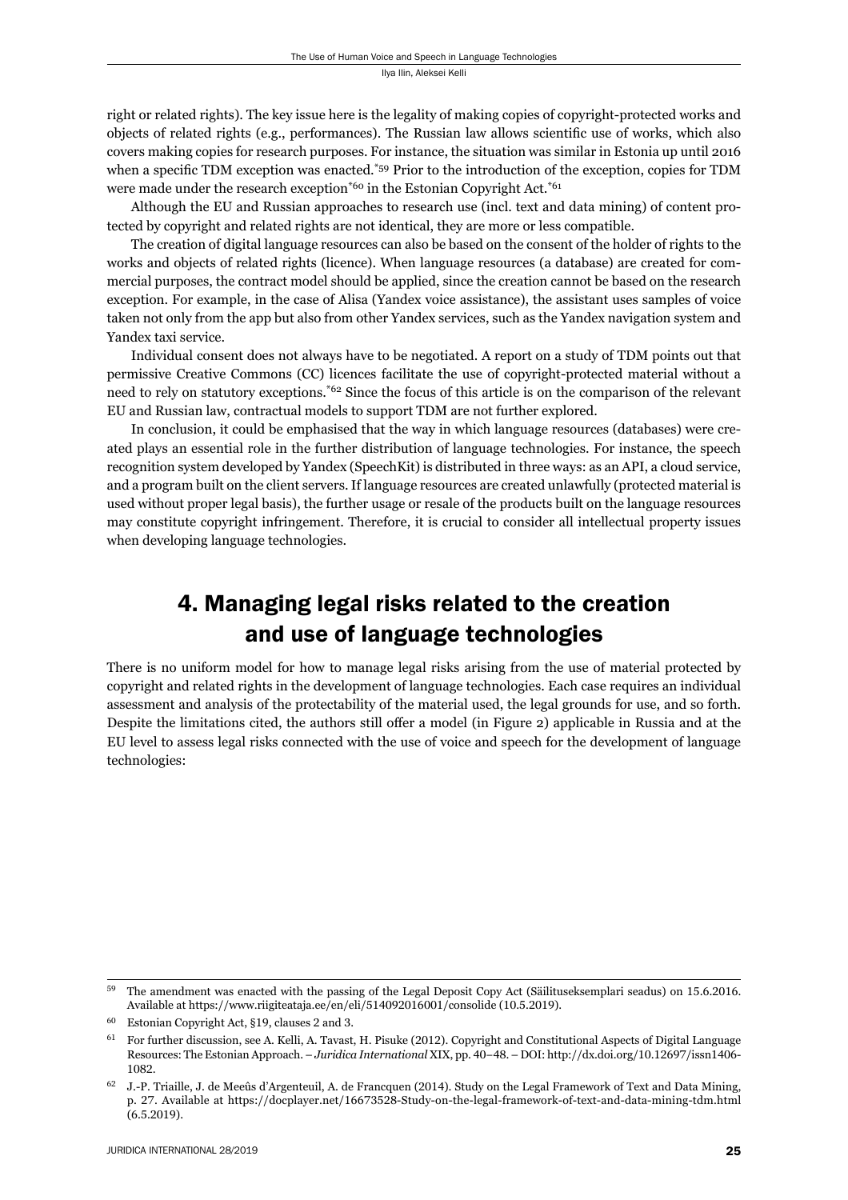right or related rights). The key issue here is the legality of making copies of copyright-protected works and objects of related rights (e.g., performances). The Russian law allows scientific use of works, which also covers making copies for research purposes. For instance, the situation was similar in Estonia up until 2016 when a specific TDM exception was enacted.[*59] Prior to the introduction of the exception, copies for TDM were made under the research exception[*60] in the Estonian Copyright Act.[*61]

Although the EU and Russian approaches to research use (incl. text and data mining) of content protected by copyright and related rights are not identical, they are more or less compatible.

The creation of digital language resources can also be based on the consent of the holder of rights to the works and objects of related rights (licence). When language resources (a database) are created for commercial purposes, the contract model should be applied, since the creation cannot be based on the research exception. For example, in the case of Alisa (Yandex voice assistance), the assistant uses samples of voice taken not only from the app but also from other Yandex services, such as the Yandex navigation system and Yandex taxi service.

Individual consent does not always have to be negotiated. A report on a study of TDM points out that permissive Creative Commons (CC) licences facilitate the use of copyright-protected material without a need to rely on statutory exceptions.[*62] Since the focus of this article is on the comparison of the relevant EU and Russian law, contractual models to support TDM are not further explored.

In conclusion, it could be emphasised that the way in which language resources (databases) were created plays an essential role in the further distribution of language technologies. For instance, the speech recognition system developed by Yandex (SpeechKit) is distributed in three ways: as an API, a cloud service, and a program built on the client servers. If language resources are created unlawfully (protected material is used without proper legal basis), the further usage or resale of the products built on the language resources may constitute copyright infringement. Therefore, it is crucial to consider all intellectual property issues when developing language technologies.

## 4. Managing legal risks related to the creation and use of language technologies

There is no uniform model for how to manage legal risks arising from the use of material protected by copyright and related rights in the development of language technologies. Each case requires an individual assessment and analysis of the protectability of the material used, the legal grounds for use, and so forth. Despite the limitations cited, the authors still offer a model (in Figure 2) applicable in Russia and at the EU level to assess legal risks connected with the use of voice and speech for the development of language technologies:

---

[59] The amendment was enacted with the passing of the Legal Deposit Copy Act (Säilituseksemplari seadus) on 15.6.2016. Available at https://www.riigiteataja.ee/en/eli/514092016001/consolide (10.5.2019).

[60] Estonian Copyright Act, §19, clauses 2 and 3.

[61] For further discussion, see A. Kelli, A. Tavast, H. Pisuke (2012). Copyright and Constitutional Aspects of Digital Language Resources: The Estonian Approach. – *Juridica International* XIX, pp. 40–48. – DOI: http://dx.doi.org/10.12697/issn1406-1082.

[62] J.-P. Triaille, J. de Meeûs d'Argenteuil, A. de Francquen (2014). Study on the Legal Framework of Text and Data Mining, p. 27. Available at https://docplayer.net/16673528-Study-on-the-legal-framework-of-text-and-data-mining-tdm.html (6.5.2019).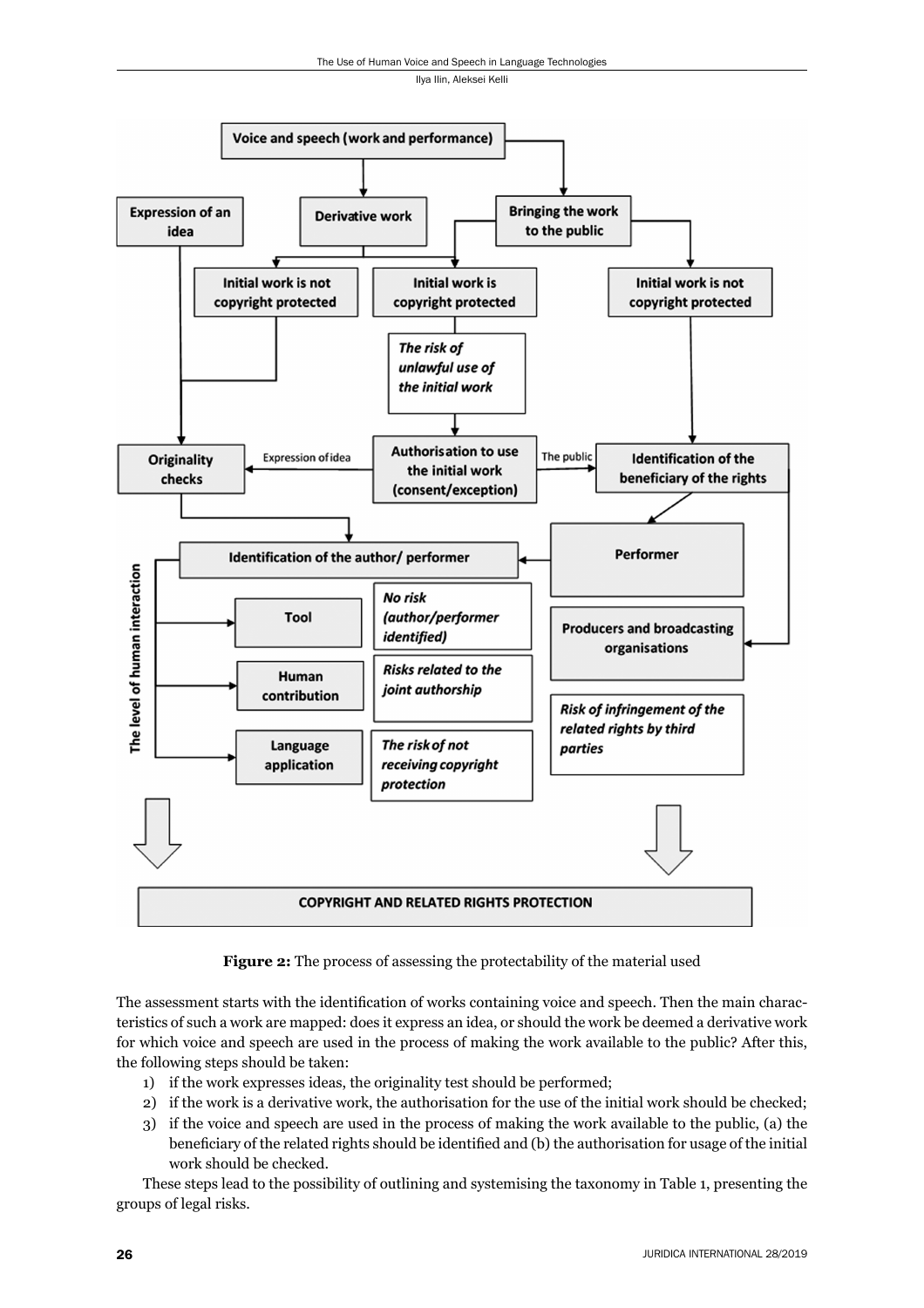Figure 2: The process of assessing the protectability of the material used

The assessment starts with the identification of works containing voice and speech. Then the main characteristics of such a work are mapped: does it express an idea, or should the work be deemed a derivative work for which voice and speech are used in the process of making the work available to the public? After this, the following steps should be taken:

1) if the work expresses ideas, the originality test should be performed;
2) if the work is a derivative work, the authorisation for the use of the initial work should be checked;
3) if the voice and speech are used in the process of making the work available to the public, (a) the beneficiary of the related rights should be identified and (b) the authorisation for usage of the initial work should be checked.

These steps lead to the possibility of outlining and systemising the taxonomy in Table 1, presenting the groups of legal risks.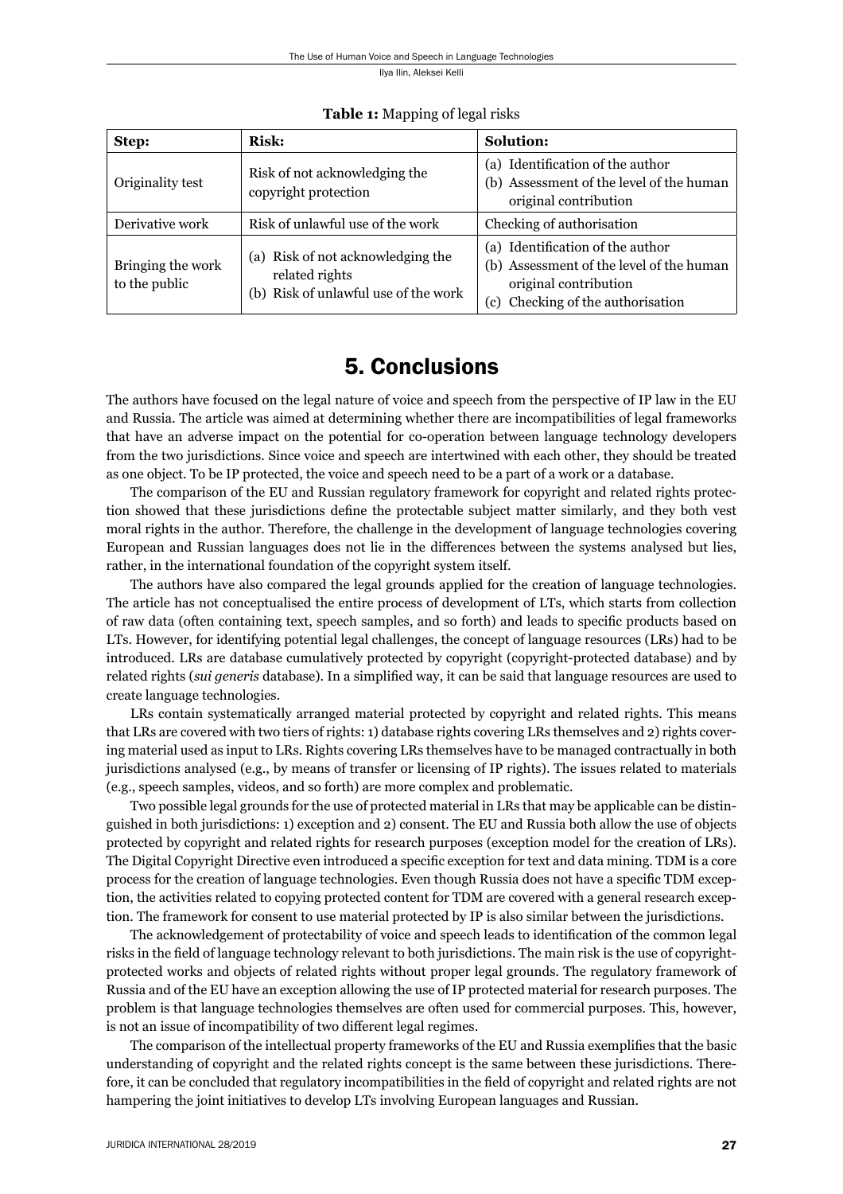**Table 1:** Mapping of legal risks

| Step: | Risk: | Solution: |
|---|---|---|
| Originality test | Risk of not acknowledging the copyright protection | (a) Identification of the author<br>(b) Assessment of the level of the human original contribution |
| Derivative work | Risk of unlawful use of the work | Checking of authorisation |
| Bringing the work to the public | (a) Risk of not acknowledging the related rights<br>(b) Risk of unlawful use of the work | (a) Identification of the author<br>(b) Assessment of the level of the human original contribution<br>(c) Checking of the authorisation |

## 5. Conclusions

The authors have focused on the legal nature of voice and speech from the perspective of IP law in the EU and Russia. The article was aimed at determining whether there are incompatibilities of legal frameworks that have an adverse impact on the potential for co-operation between language technology developers from the two jurisdictions. Since voice and speech are intertwined with each other, they should be treated as one object. To be IP protected, the voice and speech need to be a part of a work or a database.

The comparison of the EU and Russian regulatory framework for copyright and related rights protection showed that these jurisdictions define the protectable subject matter similarly, and they both vest moral rights in the author. Therefore, the challenge in the development of language technologies covering European and Russian languages does not lie in the differences between the systems analysed but lies, rather, in the international foundation of the copyright system itself.

The authors have also compared the legal grounds applied for the creation of language technologies. The article has not conceptualised the entire process of development of LTs, which starts from collection of raw data (often containing text, speech samples, and so forth) and leads to specific products based on LTs. However, for identifying potential legal challenges, the concept of language resources (LRs) had to be introduced. LRs are database cumulatively protected by copyright (copyright-protected database) and by related rights (*sui generis* database). In a simplified way, it can be said that language resources are used to create language technologies.

LRs contain systematically arranged material protected by copyright and related rights. This means that LRs are covered with two tiers of rights: 1) database rights covering LRs themselves and 2) rights covering material used as input to LRs. Rights covering LRs themselves have to be managed contractually in both jurisdictions analysed (e.g., by means of transfer or licensing of IP rights). The issues related to materials (e.g., speech samples, videos, and so forth) are more complex and problematic.

Two possible legal grounds for the use of protected material in LRs that may be applicable can be distinguished in both jurisdictions: 1) exception and 2) consent. The EU and Russia both allow the use of objects protected by copyright and related rights for research purposes (exception model for the creation of LRs). The Digital Copyright Directive even introduced a specific exception for text and data mining. TDM is a core process for the creation of language technologies. Even though Russia does not have a specific TDM exception, the activities related to copying protected content for TDM are covered with a general research exception. The framework for consent to use material protected by IP is also similar between the jurisdictions.

The acknowledgement of protectability of voice and speech leads to identification of the common legal risks in the field of language technology relevant to both jurisdictions. The main risk is the use of copyright-protected works and objects of related rights without proper legal grounds. The regulatory framework of Russia and of the EU have an exception allowing the use of IP protected material for research purposes. The problem is that language technologies themselves are often used for commercial purposes. This, however, is not an issue of incompatibility of two different legal regimes.

The comparison of the intellectual property frameworks of the EU and Russia exemplifies that the basic understanding of copyright and the related rights concept is the same between these jurisdictions. Therefore, it can be concluded that regulatory incompatibilities in the field of copyright and related rights are not hampering the joint initiatives to develop LTs involving European languages and Russian.